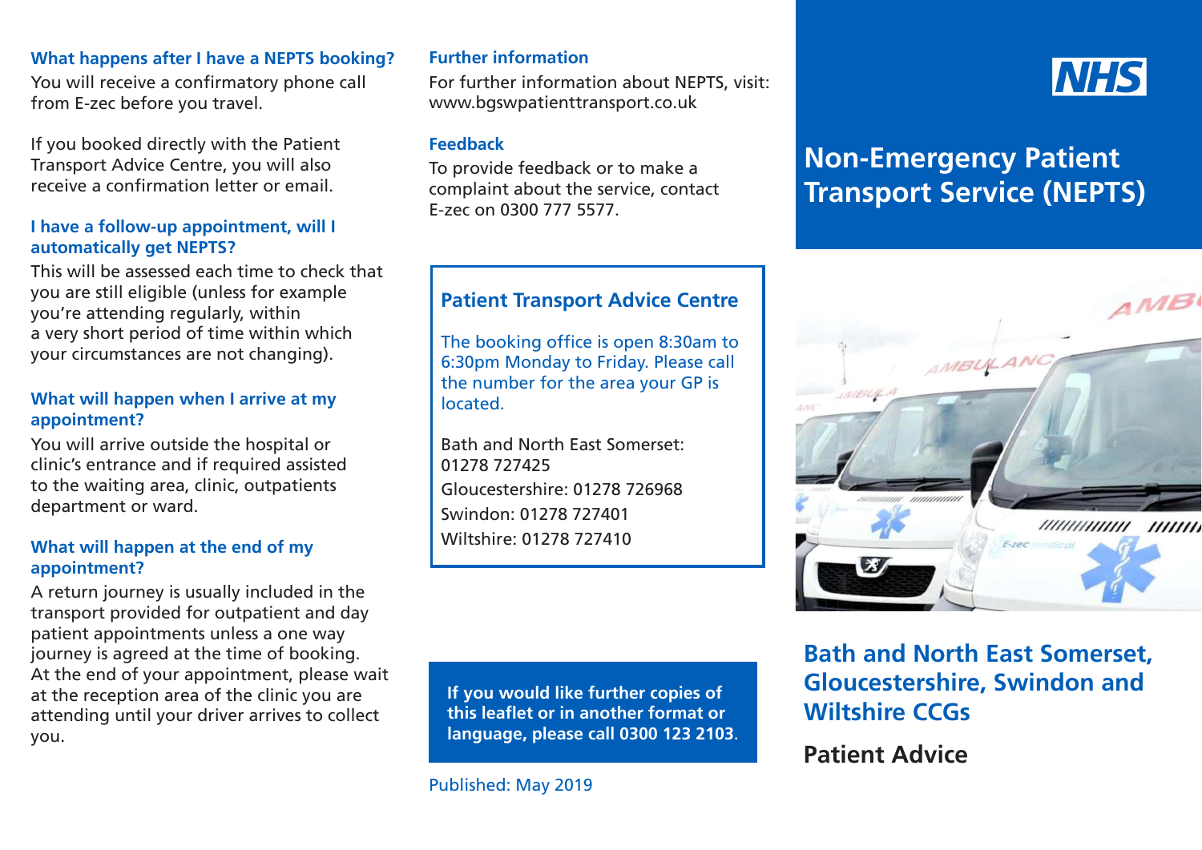### What happens after I have a NEPTS booking?

You will receive a confirmatory phone call from E-zec before you travel.

If you booked directly with the Patient Transport Advice Centre, you will also receive a confirmation letter or email.

### I have a follow-up appointment, will I automatically get NEPTS?

This will be assessed each time to check that you are still eligible (unless for example you're attending regularly, within a very short period of time within which your circumstances are not changing).

### What will happen when I arrive at my appointment?

You will arrive outside the hospital or clinic's entrance and if required assisted to the waiting area, clinic, outpatients department or ward.

### What will happen at the end of my appointment?

A return journey is usually included in the transport provided for outpatient and day patient appointments unless a one way journey is agreed at the time of booking. At the end of your appointment, please wait at the reception area of the clinic you are attending until your driver arrives to collect you.

### Further information

For further information about NEPTS, visit: www.bgswpatienttransport.co.uk

### Feedback

To provide feedback or to make a complaint about the service, contact E-zec on 0300 777 5577.

### Patient Transport Advice Centre

The booking office is open 8:30am to 6:30pm Monday to Friday. Please call the number for the area your GP is located.

Bath and North East Somerset: 01278 727425
Gloucestershire: 01278 726968
Swindon: 01278 727401
Wiltshire: 01278 727410

**If you would like further copies of this leaflet or in another format or language, please call 0300 123 2103.**

Published: May 2019

NHS

# Non-Emergency Patient Transport Service (NEPTS)

## Bath and North East Somerset, Gloucestershire, Swindon and Wiltshire CCGs

**Patient Advice**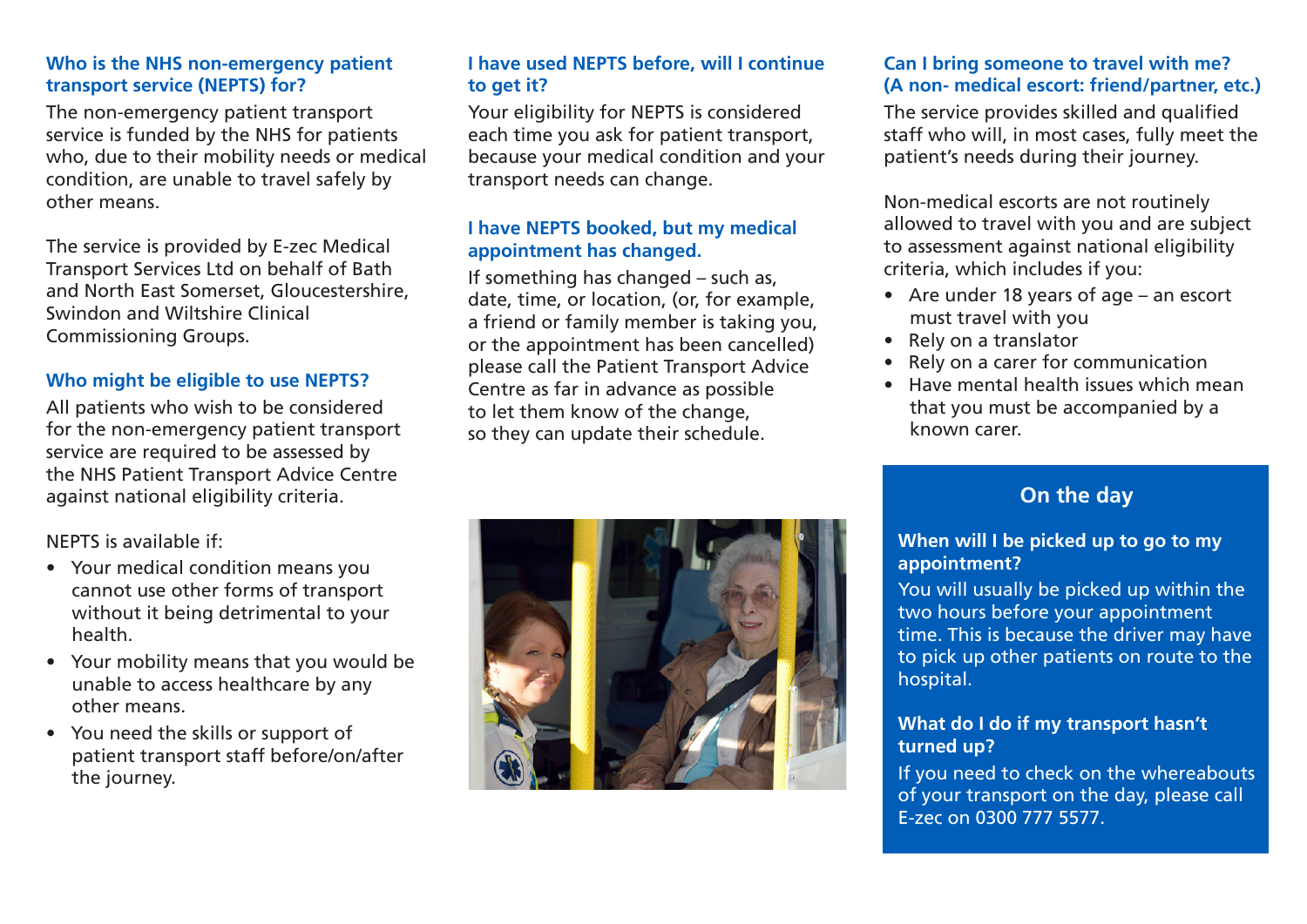### Who is the NHS non-emergency patient transport service (NEPTS) for?

The non-emergency patient transport service is funded by the NHS for patients who, due to their mobility needs or medical condition, are unable to travel safely by other means.

The service is provided by E-zec Medical Transport Services Ltd on behalf of Bath and North East Somerset, Gloucestershire, Swindon and Wiltshire Clinical Commissioning Groups.

### Who might be eligible to use NEPTS?

All patients who wish to be considered for the non-emergency patient transport service are required to be assessed by the NHS Patient Transport Advice Centre against national eligibility criteria.

NEPTS is available if:

- Your medical condition means you cannot use other forms of transport without it being detrimental to your health.
- Your mobility means that you would be unable to access healthcare by any other means.
- You need the skills or support of patient transport staff before/on/after the journey.

### I have used NEPTS before, will I continue to get it?

Your eligibility for NEPTS is considered each time you ask for patient transport, because your medical condition and your transport needs can change.

### I have NEPTS booked, but my medical appointment has changed.

If something has changed – such as, date, time, or location, (or, for example, a friend or family member is taking you, or the appointment has been cancelled) please call the Patient Transport Advice Centre as far in advance as possible to let them know of the change, so they can update their schedule.

### Can I bring someone to travel with me? (A non- medical escort: friend/partner, etc.)

The service provides skilled and qualified staff who will, in most cases, fully meet the patient's needs during their journey.

Non-medical escorts are not routinely allowed to travel with you and are subject to assessment against national eligibility criteria, which includes if you:

- Are under 18 years of age – an escort must travel with you
- Rely on a translator
- Rely on a carer for communication
- Have mental health issues which mean that you must be accompanied by a known carer.

## On the day

### When will I be picked up to go to my appointment?

You will usually be picked up within the two hours before your appointment time. This is because the driver may have to pick up other patients on route to the hospital.

### What do I do if my transport hasn't turned up?

If you need to check on the whereabouts of your transport on the day, please call E-zec on 0300 777 5577.